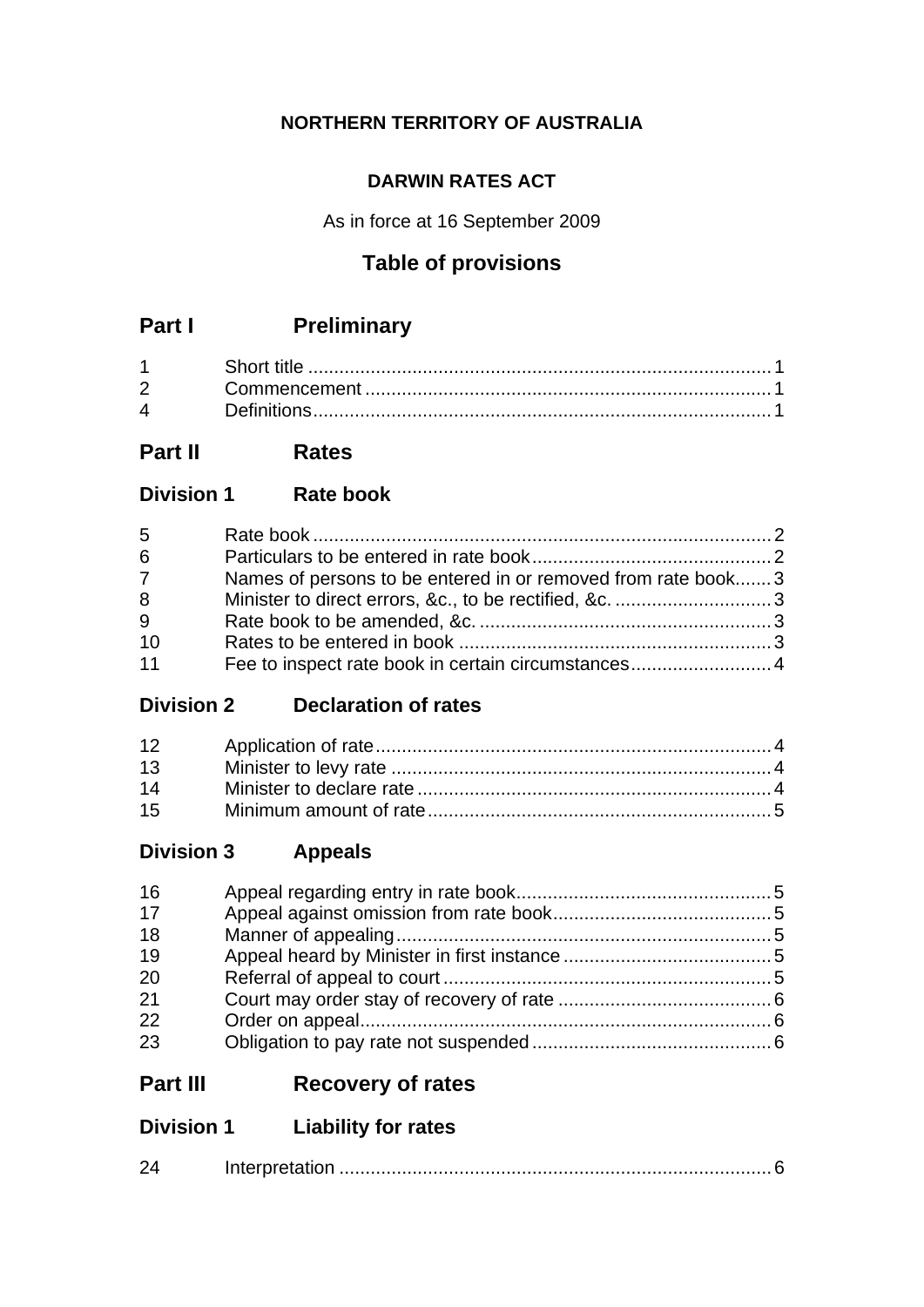**NORTHERN TERRITORY OF AUSTRALIA**

**DARWIN RATES ACT**

As in force at 16 September 2009

## Table of provisions

## Part I Preliminary

| | | |
|---|---|---|
| 1 | Short title | 1 |
| 2 | Commencement | 1 |
| 4 | Definitions | 1 |

## Part II Rates

### Division 1 Rate book

| | | |
|---|---|---|
| 5 | Rate book | 2 |
| 6 | Particulars to be entered in rate book | 2 |
| 7 | Names of persons to be entered in or removed from rate book | 3 |
| 8 | Minister to direct errors, &c., to be rectified, &c. | 3 |
| 9 | Rate book to be amended, &c. | 3 |
| 10 | Rates to be entered in book | 3 |
| 11 | Fee to inspect rate book in certain circumstances | 4 |

### Division 2 Declaration of rates

| | | |
|---|---|---|
| 12 | Application of rate | 4 |
| 13 | Minister to levy rate | 4 |
| 14 | Minister to declare rate | 4 |
| 15 | Minimum amount of rate | 5 |

### Division 3 Appeals

| | | |
|---|---|---|
| 16 | Appeal regarding entry in rate book | 5 |
| 17 | Appeal against omission from rate book | 5 |
| 18 | Manner of appealing | 5 |
| 19 | Appeal heard by Minister in first instance | 5 |
| 20 | Referral of appeal to court | 5 |
| 21 | Court may order stay of recovery of rate | 6 |
| 22 | Order on appeal | 6 |
| 23 | Obligation to pay rate not suspended | 6 |

## Part III Recovery of rates

### Division 1 Liability for rates

| | | |
|---|---|---|
| 24 | Interpretation | 6 |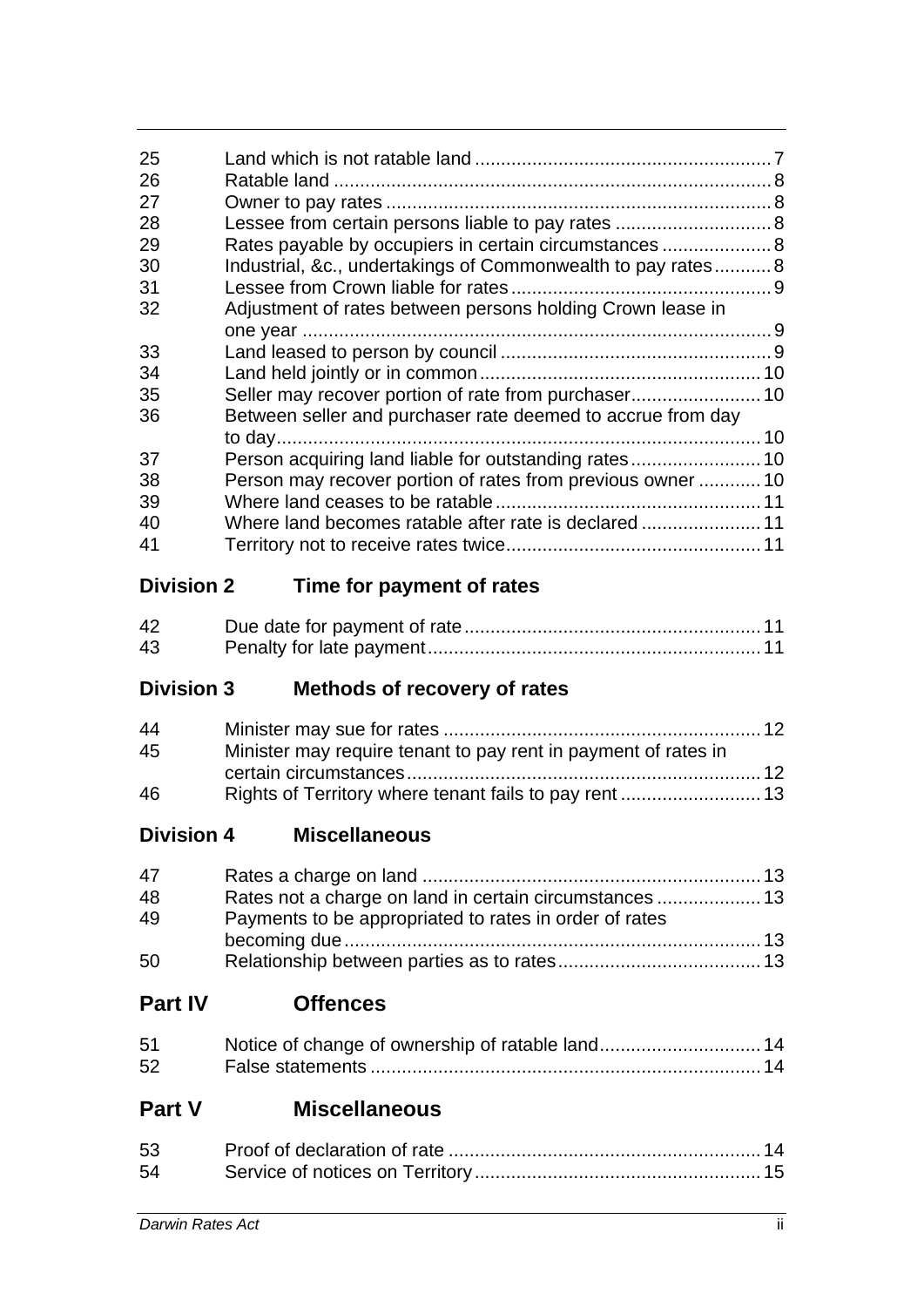| | | |
|---|---|---|
| 25 | Land which is not ratable land | 7 |
| 26 | Ratable land | 8 |
| 27 | Owner to pay rates | 8 |
| 28 | Lessee from certain persons liable to pay rates | 8 |
| 29 | Rates payable by occupiers in certain circumstances | 8 |
| 30 | Industrial, &c., undertakings of Commonwealth to pay rates | 8 |
| 31 | Lessee from Crown liable for rates | 9 |
| 32 | Adjustment of rates between persons holding Crown lease in one year | 9 |
| 33 | Land leased to person by council | 9 |
| 34 | Land held jointly or in common | 10 |
| 35 | Seller may recover portion of rate from purchaser | 10 |
| 36 | Between seller and purchaser rate deemed to accrue from day to day | 10 |
| 37 | Person acquiring land liable for outstanding rates | 10 |
| 38 | Person may recover portion of rates from previous owner | 10 |
| 39 | Where land ceases to be ratable | 11 |
| 40 | Where land becomes ratable after rate is declared | 11 |
| 41 | Territory not to receive rates twice | 11 |

### Division 2 Time for payment of rates

| | | |
|---|---|---|
| 42 | Due date for payment of rate | 11 |
| 43 | Penalty for late payment | 11 |

### Division 3 Methods of recovery of rates

| | | |
|---|---|---|
| 44 | Minister may sue for rates | 12 |
| 45 | Minister may require tenant to pay rent in payment of rates in certain circumstances | 12 |
| 46 | Rights of Territory where tenant fails to pay rent | 13 |

### Division 4 Miscellaneous

| | | |
|---|---|---|
| 47 | Rates a charge on land | 13 |
| 48 | Rates not a charge on land in certain circumstances | 13 |
| 49 | Payments to be appropriated to rates in order of rates becoming due | 13 |
| 50 | Relationship between parties as to rates | 13 |

## Part IV Offences

| | | |
|---|---|---|
| 51 | Notice of change of ownership of ratable land | 14 |
| 52 | False statements | 14 |

## Part V Miscellaneous

| | | |
|---|---|---|
| 53 | Proof of declaration of rate | 14 |
| 54 | Service of notices on Territory | 15 |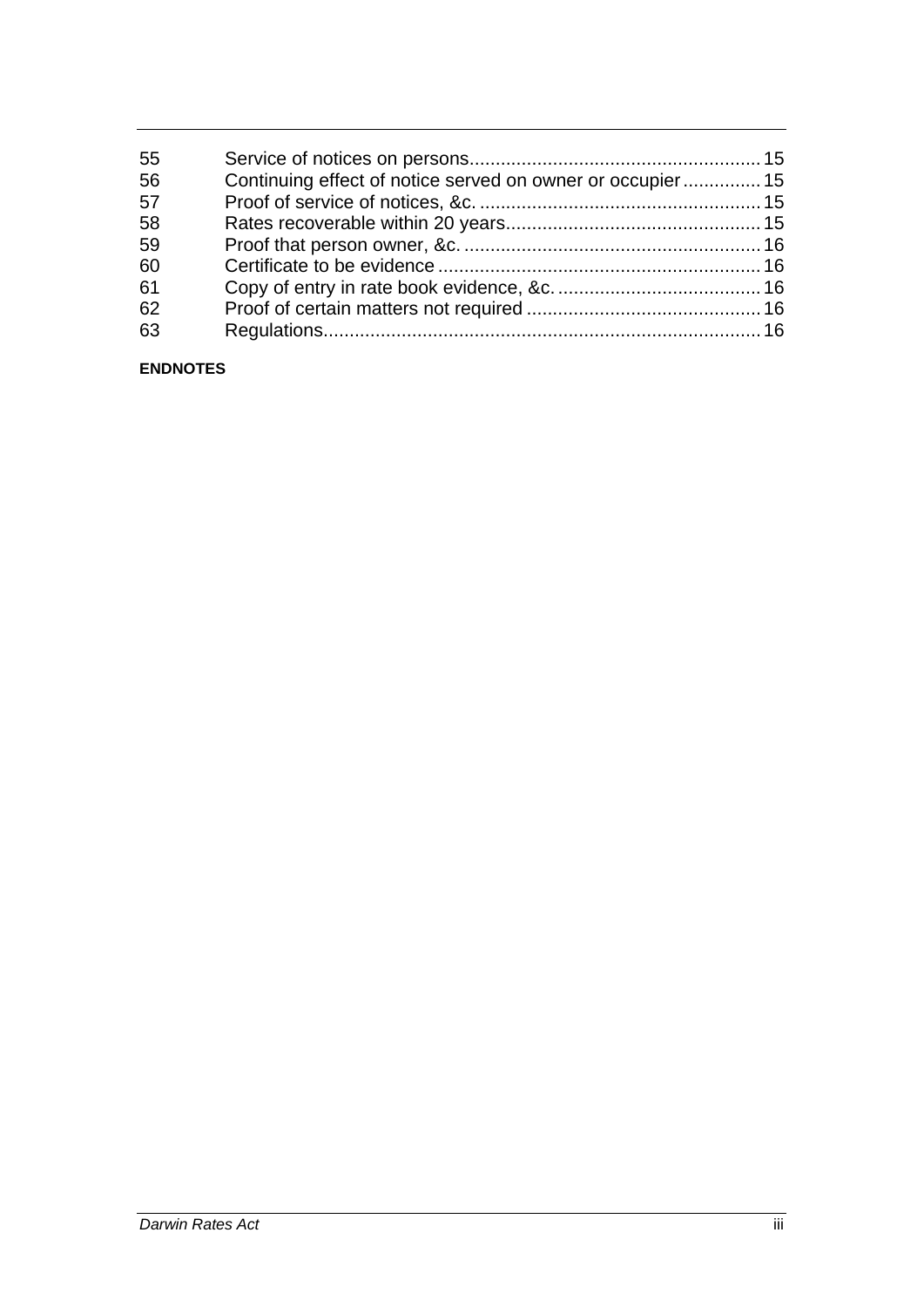| | | |
|---|---|---|
| 55 | Service of notices on persons | 15 |
| 56 | Continuing effect of notice served on owner or occupier | 15 |
| 57 | Proof of service of notices, &c. | 15 |
| 58 | Rates recoverable within 20 years | 15 |
| 59 | Proof that person owner, &c. | 16 |
| 60 | Certificate to be evidence | 16 |
| 61 | Copy of entry in rate book evidence, &c. | 16 |
| 62 | Proof of certain matters not required | 16 |
| 63 | Regulations | 16 |

**ENDNOTES**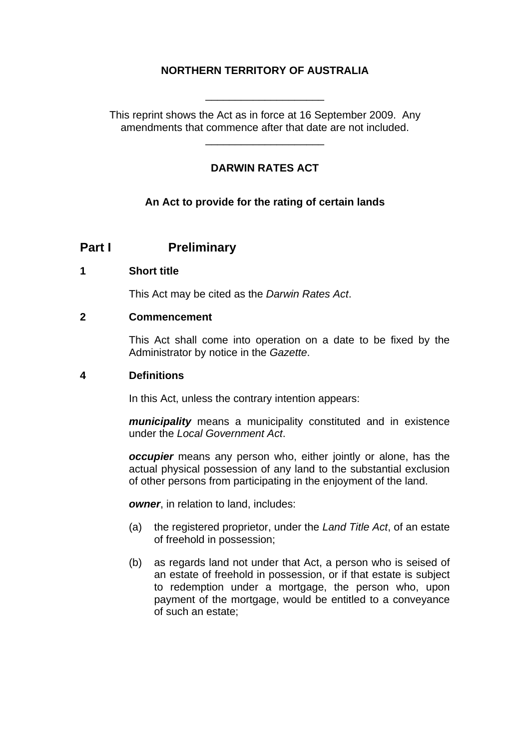**NORTHERN TERRITORY OF AUSTRALIA**

\_\_\_\_\_\_\_\_\_\_\_\_\_\_\_\_\_\_\_\_

This reprint shows the Act as in force at 16 September 2009. Any amendments that commence after that date are not included.

\_\_\_\_\_\_\_\_\_\_\_\_\_\_\_\_\_\_\_\_

**DARWIN RATES ACT**

**An Act to provide for the rating of certain lands**

# Part I Preliminary

## 1 Short title

This Act may be cited as the *Darwin Rates Act*.

## 2 Commencement

This Act shall come into operation on a date to be fixed by the Administrator by notice in the *Gazette*.

## 4 Definitions

In this Act, unless the contrary intention appears:

***municipality*** means a municipality constituted and in existence under the *Local Government Act*.

***occupier*** means any person who, either jointly or alone, has the actual physical possession of any land to the substantial exclusion of other persons from participating in the enjoyment of the land.

***owner***, in relation to land, includes:

(a) the registered proprietor, under the *Land Title Act*, of an estate of freehold in possession;

(b) as regards land not under that Act, a person who is seised of an estate of freehold in possession, or if that estate is subject to redemption under a mortgage, the person who, upon payment of the mortgage, would be entitled to a conveyance of such an estate;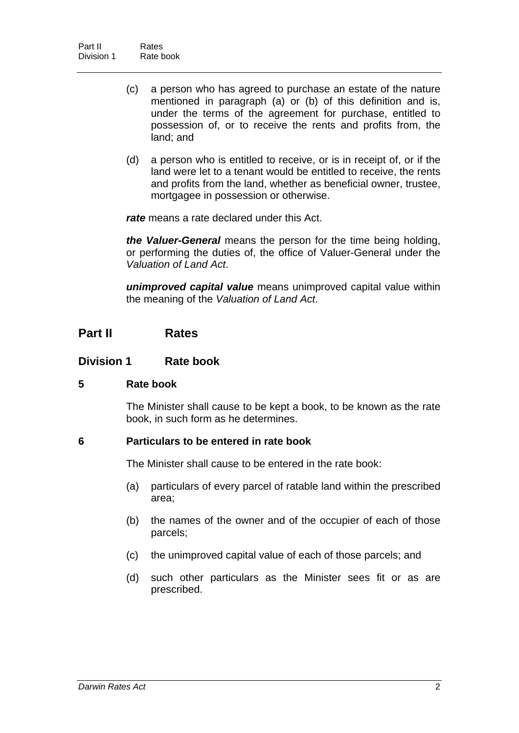(c) a person who has agreed to purchase an estate of the nature mentioned in paragraph (a) or (b) of this definition and is, under the terms of the agreement for purchase, entitled to possession of, or to receive the rents and profits from, the land; and

(d) a person who is entitled to receive, or is in receipt of, or if the land were let to a tenant would be entitled to receive, the rents and profits from the land, whether as beneficial owner, trustee, mortgagee in possession or otherwise.

***rate*** means a rate declared under this Act.

***the Valuer-General*** means the person for the time being holding, or performing the duties of, the office of Valuer-General under the *Valuation of Land Act*.

***unimproved capital value*** means unimproved capital value within the meaning of the *Valuation of Land Act*.

## Part II Rates

### Division 1 Rate book

#### 5 Rate book

The Minister shall cause to be kept a book, to be known as the rate book, in such form as he determines.

#### 6 Particulars to be entered in rate book

The Minister shall cause to be entered in the rate book:

(a) particulars of every parcel of ratable land within the prescribed area;

(b) the names of the owner and of the occupier of each of those parcels;

(c) the unimproved capital value of each of those parcels; and

(d) such other particulars as the Minister sees fit or as are prescribed.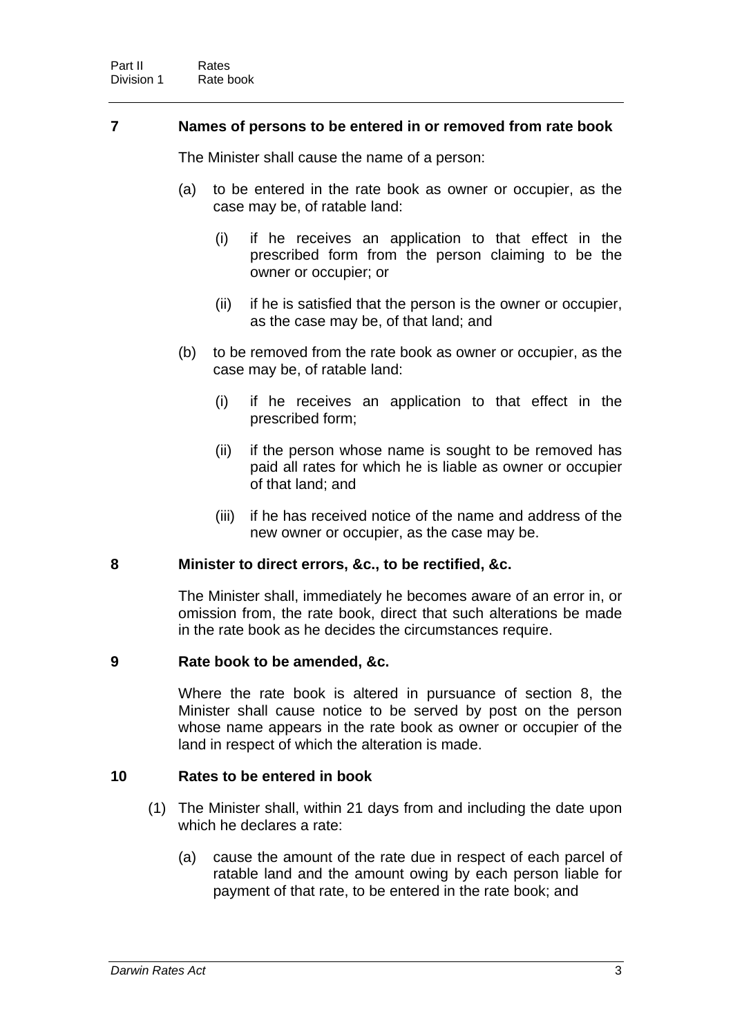## 7 Names of persons to be entered in or removed from rate book

The Minister shall cause the name of a person:

(a) to be entered in the rate book as owner or occupier, as the case may be, of ratable land:

  (i) if he receives an application to that effect in the prescribed form from the person claiming to be the owner or occupier; or

  (ii) if he is satisfied that the person is the owner or occupier, as the case may be, of that land; and

(b) to be removed from the rate book as owner or occupier, as the case may be, of ratable land:

  (i) if he receives an application to that effect in the prescribed form;

  (ii) if the person whose name is sought to be removed has paid all rates for which he is liable as owner or occupier of that land; and

  (iii) if he has received notice of the name and address of the new owner or occupier, as the case may be.

## 8 Minister to direct errors, &c., to be rectified, &c.

The Minister shall, immediately he becomes aware of an error in, or omission from, the rate book, direct that such alterations be made in the rate book as he decides the circumstances require.

## 9 Rate book to be amended, &c.

Where the rate book is altered in pursuance of section 8, the Minister shall cause notice to be served by post on the person whose name appears in the rate book as owner or occupier of the land in respect of which the alteration is made.

## 10 Rates to be entered in book

(1) The Minister shall, within 21 days from and including the date upon which he declares a rate:

  (a) cause the amount of the rate due in respect of each parcel of ratable land and the amount owing by each person liable for payment of that rate, to be entered in the rate book; and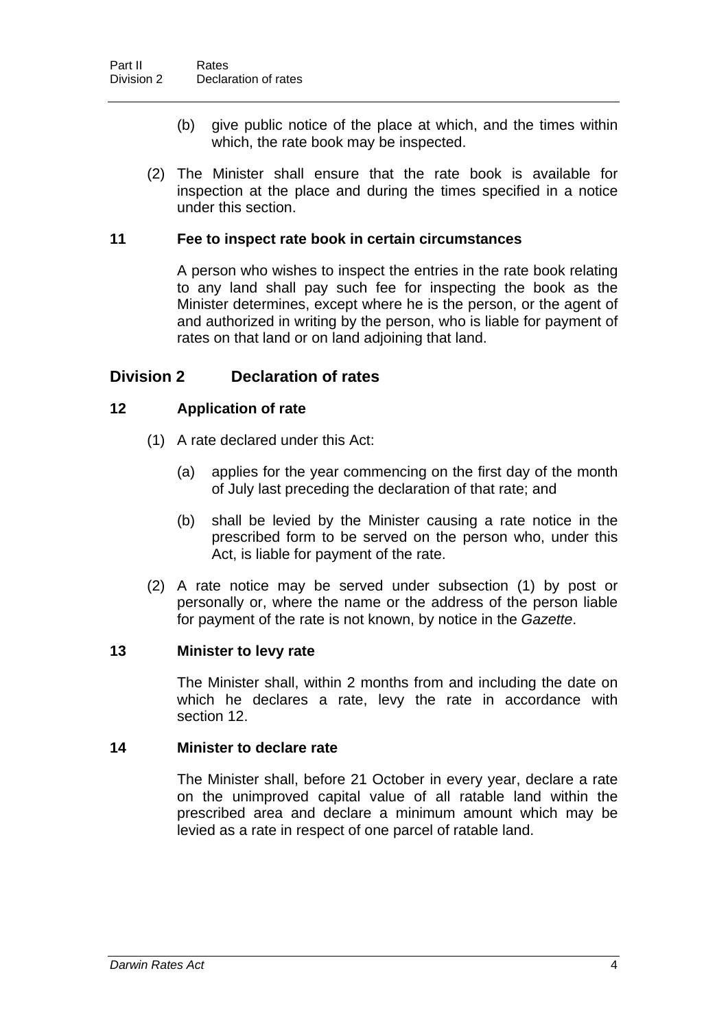(b) give public notice of the place at which, and the times within which, the rate book may be inspected.

(2) The Minister shall ensure that the rate book is available for inspection at the place and during the times specified in a notice under this section.

### 11 Fee to inspect rate book in certain circumstances

A person who wishes to inspect the entries in the rate book relating to any land shall pay such fee for inspecting the book as the Minister determines, except where he is the person, or the agent of and authorized in writing by the person, who is liable for payment of rates on that land or on land adjoining that land.

## Division 2 Declaration of rates

### 12 Application of rate

(1) A rate declared under this Act:

(a) applies for the year commencing on the first day of the month of July last preceding the declaration of that rate; and

(b) shall be levied by the Minister causing a rate notice in the prescribed form to be served on the person who, under this Act, is liable for payment of the rate.

(2) A rate notice may be served under subsection (1) by post or personally or, where the name or the address of the person liable for payment of the rate is not known, by notice in the *Gazette*.

### 13 Minister to levy rate

The Minister shall, within 2 months from and including the date on which he declares a rate, levy the rate in accordance with section 12.

### 14 Minister to declare rate

The Minister shall, before 21 October in every year, declare a rate on the unimproved capital value of all ratable land within the prescribed area and declare a minimum amount which may be levied as a rate in respect of one parcel of ratable land.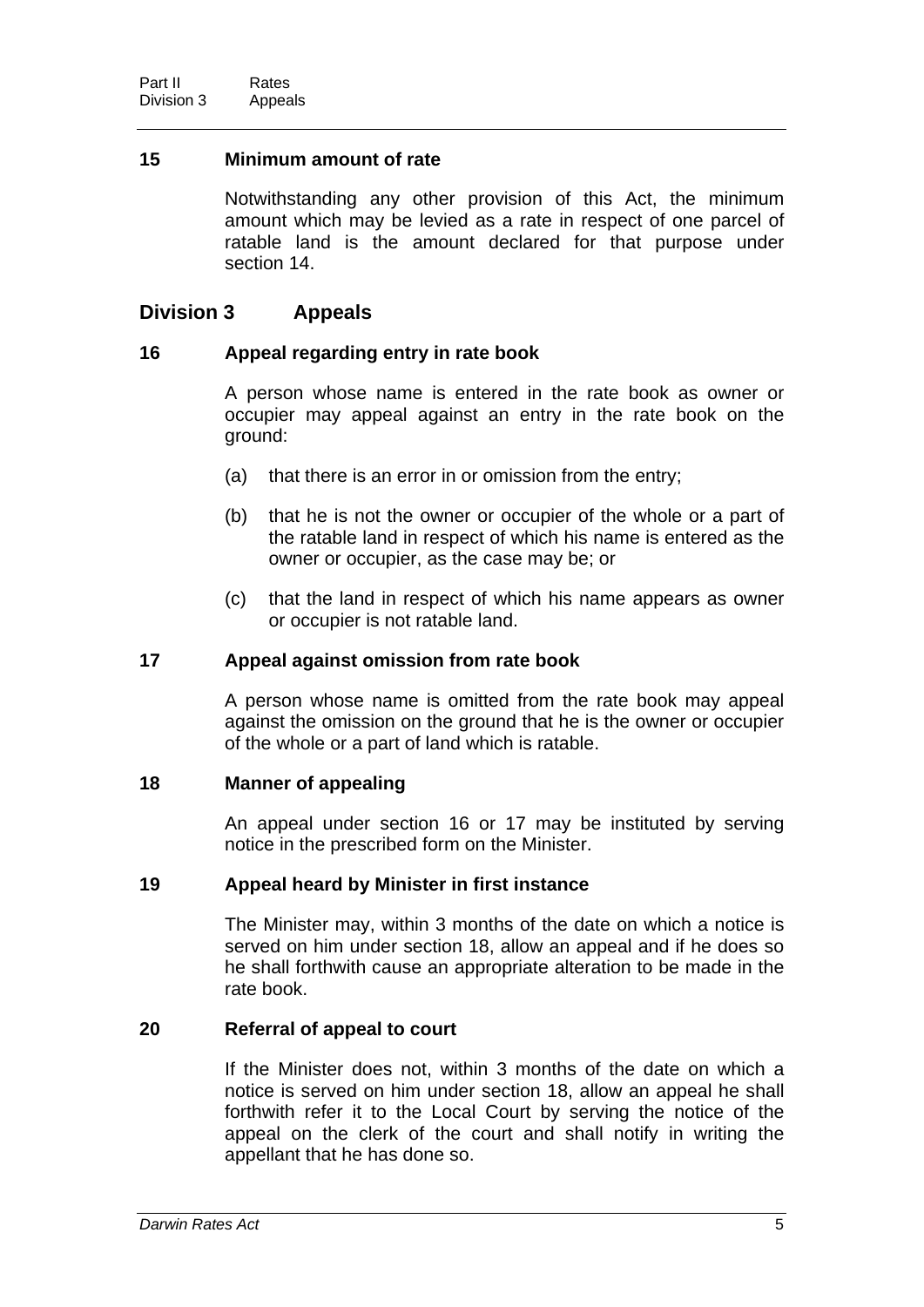### 15 Minimum amount of rate

Notwithstanding any other provision of this Act, the minimum amount which may be levied as a rate in respect of one parcel of ratable land is the amount declared for that purpose under section 14.

## Division 3 Appeals

### 16 Appeal regarding entry in rate book

A person whose name is entered in the rate book as owner or occupier may appeal against an entry in the rate book on the ground:

(a) that there is an error in or omission from the entry;

(b) that he is not the owner or occupier of the whole or a part of the ratable land in respect of which his name is entered as the owner or occupier, as the case may be; or

(c) that the land in respect of which his name appears as owner or occupier is not ratable land.

### 17 Appeal against omission from rate book

A person whose name is omitted from the rate book may appeal against the omission on the ground that he is the owner or occupier of the whole or a part of land which is ratable.

### 18 Manner of appealing

An appeal under section 16 or 17 may be instituted by serving notice in the prescribed form on the Minister.

### 19 Appeal heard by Minister in first instance

The Minister may, within 3 months of the date on which a notice is served on him under section 18, allow an appeal and if he does so he shall forthwith cause an appropriate alteration to be made in the rate book.

### 20 Referral of appeal to court

If the Minister does not, within 3 months of the date on which a notice is served on him under section 18, allow an appeal he shall forthwith refer it to the Local Court by serving the notice of the appeal on the clerk of the court and shall notify in writing the appellant that he has done so.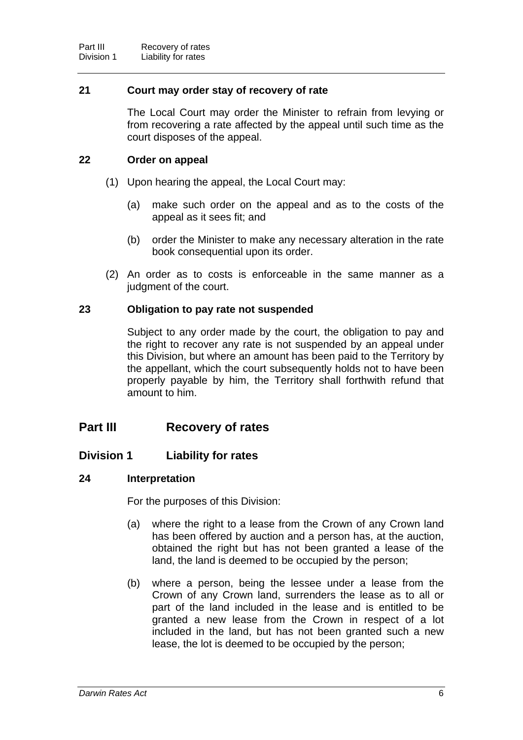### 21 Court may order stay of recovery of rate

The Local Court may order the Minister to refrain from levying or from recovering a rate affected by the appeal until such time as the court disposes of the appeal.

### 22 Order on appeal

(1) Upon hearing the appeal, the Local Court may:

(a) make such order on the appeal and as to the costs of the appeal as it sees fit; and

(b) order the Minister to make any necessary alteration in the rate book consequential upon its order.

(2) An order as to costs is enforceable in the same manner as a judgment of the court.

### 23 Obligation to pay rate not suspended

Subject to any order made by the court, the obligation to pay and the right to recover any rate is not suspended by an appeal under this Division, but where an amount has been paid to the Territory by the appellant, which the court subsequently holds not to have been properly payable by him, the Territory shall forthwith refund that amount to him.

# Part III Recovery of rates

## Division 1 Liability for rates

### 24 Interpretation

For the purposes of this Division:

(a) where the right to a lease from the Crown of any Crown land has been offered by auction and a person has, at the auction, obtained the right but has not been granted a lease of the land, the land is deemed to be occupied by the person;

(b) where a person, being the lessee under a lease from the Crown of any Crown land, surrenders the lease as to all or part of the land included in the lease and is entitled to be granted a new lease from the Crown in respect of a lot included in the land, but has not been granted such a new lease, the lot is deemed to be occupied by the person;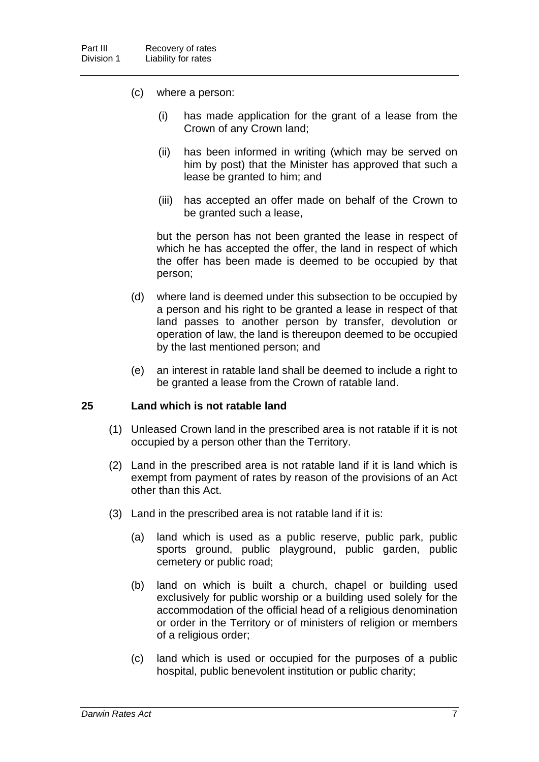(c) where a person:

   (i) has made application for the grant of a lease from the Crown of any Crown land;

   (ii) has been informed in writing (which may be served on him by post) that the Minister has approved that such a lease be granted to him; and

   (iii) has accepted an offer made on behalf of the Crown to be granted such a lease,

   but the person has not been granted the lease in respect of which he has accepted the offer, the land in respect of which the offer has been made is deemed to be occupied by that person;

(d) where land is deemed under this subsection to be occupied by a person and his right to be granted a lease in respect of that land passes to another person by transfer, devolution or operation of law, the land is thereupon deemed to be occupied by the last mentioned person; and

(e) an interest in ratable land shall be deemed to include a right to be granted a lease from the Crown of ratable land.

## 25 Land which is not ratable land

(1) Unleased Crown land in the prescribed area is not ratable if it is not occupied by a person other than the Territory.

(2) Land in the prescribed area is not ratable land if it is land which is exempt from payment of rates by reason of the provisions of an Act other than this Act.

(3) Land in the prescribed area is not ratable land if it is:

   (a) land which is used as a public reserve, public park, public sports ground, public playground, public garden, public cemetery or public road;

   (b) land on which is built a church, chapel or building used exclusively for public worship or a building used solely for the accommodation of the official head of a religious denomination or order in the Territory or of ministers of religion or members of a religious order;

   (c) land which is used or occupied for the purposes of a public hospital, public benevolent institution or public charity;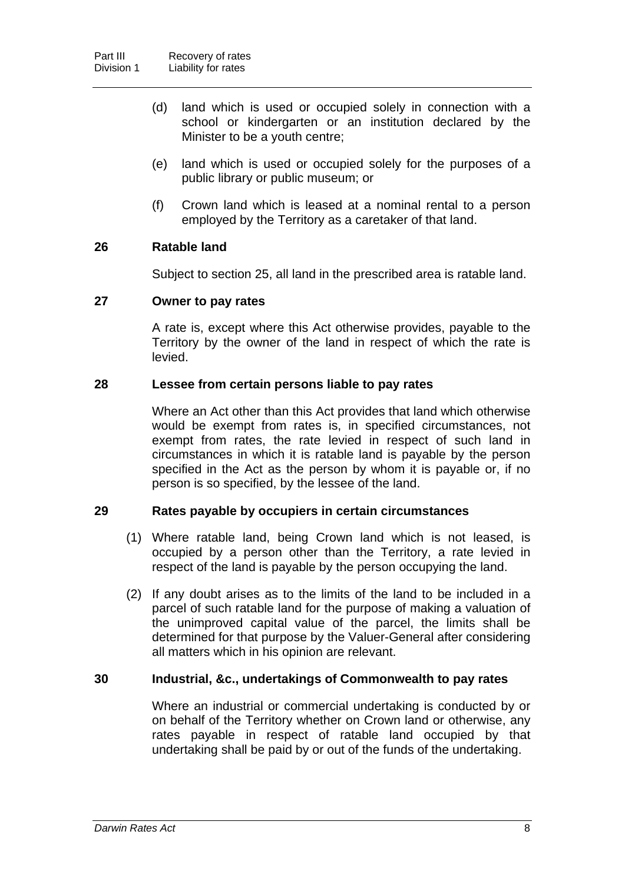(d) land which is used or occupied solely in connection with a school or kindergarten or an institution declared by the Minister to be a youth centre;

(e) land which is used or occupied solely for the purposes of a public library or public museum; or

(f) Crown land which is leased at a nominal rental to a person employed by the Territory as a caretaker of that land.

### 26 Ratable land

Subject to section 25, all land in the prescribed area is ratable land.

### 27 Owner to pay rates

A rate is, except where this Act otherwise provides, payable to the Territory by the owner of the land in respect of which the rate is levied.

### 28 Lessee from certain persons liable to pay rates

Where an Act other than this Act provides that land which otherwise would be exempt from rates is, in specified circumstances, not exempt from rates, the rate levied in respect of such land in circumstances in which it is ratable land is payable by the person specified in the Act as the person by whom it is payable or, if no person is so specified, by the lessee of the land.

### 29 Rates payable by occupiers in certain circumstances

(1) Where ratable land, being Crown land which is not leased, is occupied by a person other than the Territory, a rate levied in respect of the land is payable by the person occupying the land.

(2) If any doubt arises as to the limits of the land to be included in a parcel of such ratable land for the purpose of making a valuation of the unimproved capital value of the parcel, the limits shall be determined for that purpose by the Valuer-General after considering all matters which in his opinion are relevant.

### 30 Industrial, &c., undertakings of Commonwealth to pay rates

Where an industrial or commercial undertaking is conducted by or on behalf of the Territory whether on Crown land or otherwise, any rates payable in respect of ratable land occupied by that undertaking shall be paid by or out of the funds of the undertaking.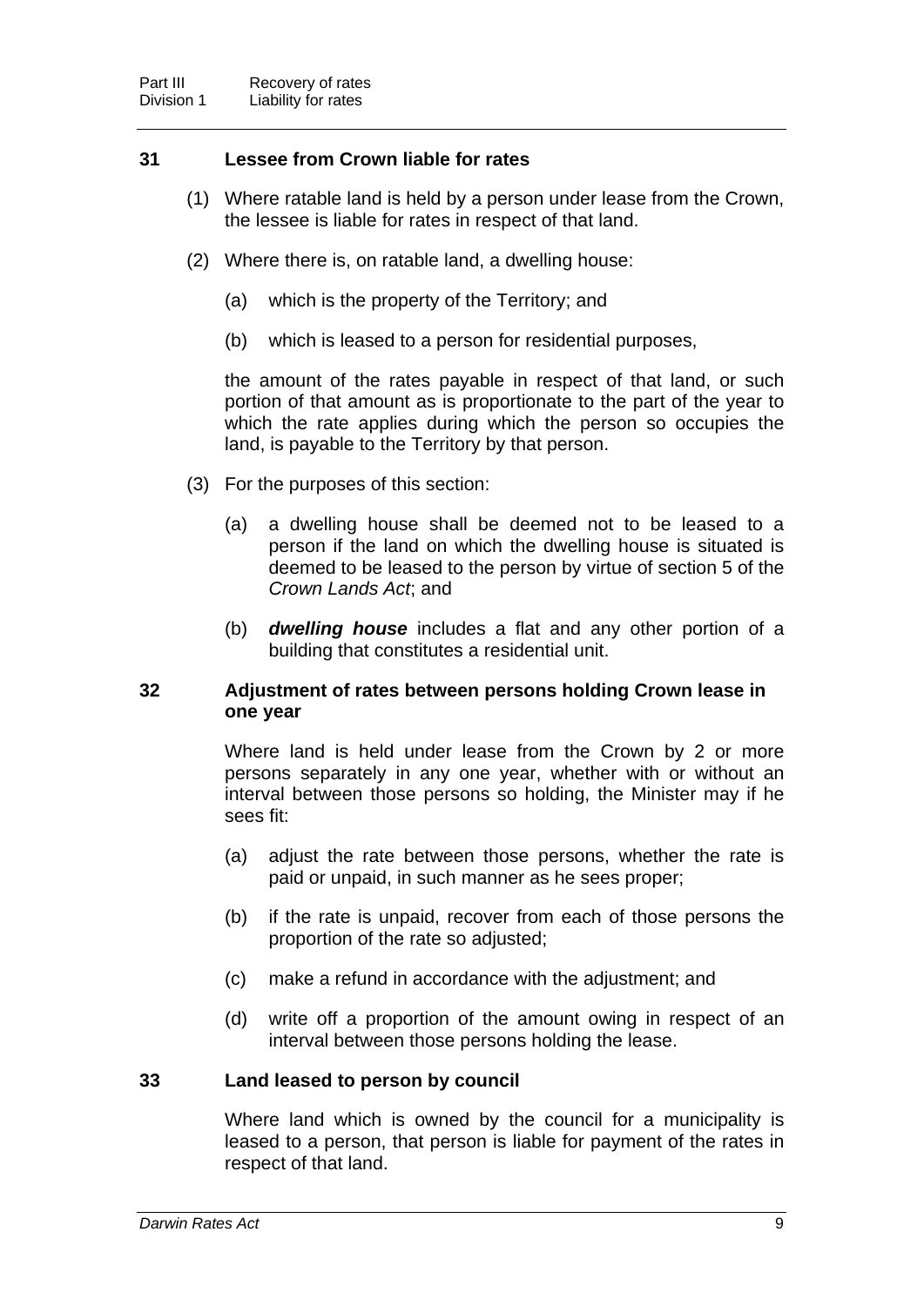### 31 Lessee from Crown liable for rates

(1) Where ratable land is held by a person under lease from the Crown, the lessee is liable for rates in respect of that land.

(2) Where there is, on ratable land, a dwelling house:

(a) which is the property of the Territory; and

(b) which is leased to a person for residential purposes,

the amount of the rates payable in respect of that land, or such portion of that amount as is proportionate to the part of the year to which the rate applies during which the person so occupies the land, is payable to the Territory by that person.

(3) For the purposes of this section:

(a) a dwelling house shall be deemed not to be leased to a person if the land on which the dwelling house is situated is deemed to be leased to the person by virtue of section 5 of the *Crown Lands Act*; and

(b) ***dwelling house*** includes a flat and any other portion of a building that constitutes a residential unit.

### 32 Adjustment of rates between persons holding Crown lease in one year

Where land is held under lease from the Crown by 2 or more persons separately in any one year, whether with or without an interval between those persons so holding, the Minister may if he sees fit:

(a) adjust the rate between those persons, whether the rate is paid or unpaid, in such manner as he sees proper;

(b) if the rate is unpaid, recover from each of those persons the proportion of the rate so adjusted;

(c) make a refund in accordance with the adjustment; and

(d) write off a proportion of the amount owing in respect of an interval between those persons holding the lease.

### 33 Land leased to person by council

Where land which is owned by the council for a municipality is leased to a person, that person is liable for payment of the rates in respect of that land.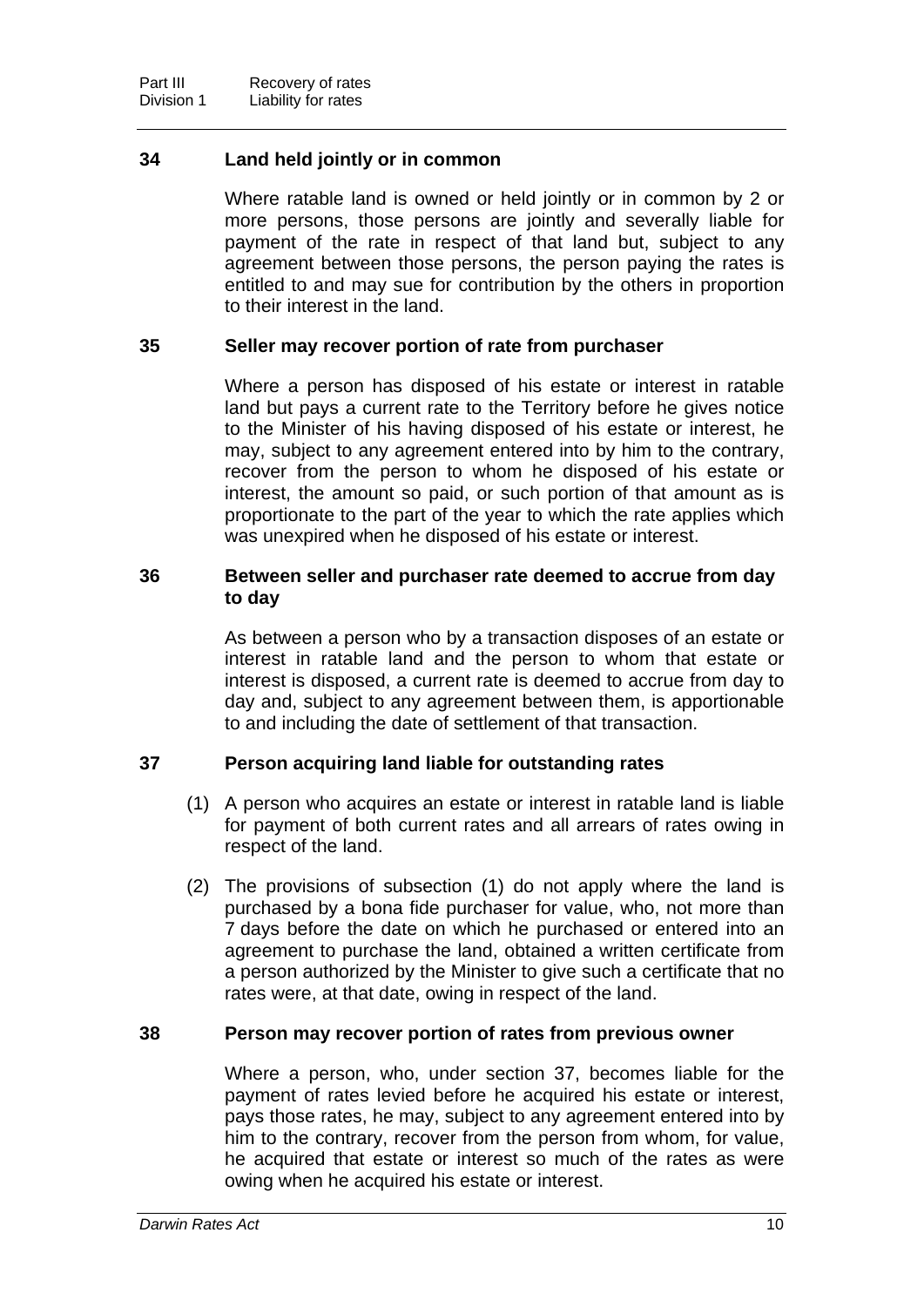### 34 Land held jointly or in common

Where ratable land is owned or held jointly or in common by 2 or more persons, those persons are jointly and severally liable for payment of the rate in respect of that land but, subject to any agreement between those persons, the person paying the rates is entitled to and may sue for contribution by the others in proportion to their interest in the land.

### 35 Seller may recover portion of rate from purchaser

Where a person has disposed of his estate or interest in ratable land but pays a current rate to the Territory before he gives notice to the Minister of his having disposed of his estate or interest, he may, subject to any agreement entered into by him to the contrary, recover from the person to whom he disposed of his estate or interest, the amount so paid, or such portion of that amount as is proportionate to the part of the year to which the rate applies which was unexpired when he disposed of his estate or interest.

### 36 Between seller and purchaser rate deemed to accrue from day to day

As between a person who by a transaction disposes of an estate or interest in ratable land and the person to whom that estate or interest is disposed, a current rate is deemed to accrue from day to day and, subject to any agreement between them, is apportionable to and including the date of settlement of that transaction.

### 37 Person acquiring land liable for outstanding rates

(1) A person who acquires an estate or interest in ratable land is liable for payment of both current rates and all arrears of rates owing in respect of the land.

(2) The provisions of subsection (1) do not apply where the land is purchased by a bona fide purchaser for value, who, not more than 7 days before the date on which he purchased or entered into an agreement to purchase the land, obtained a written certificate from a person authorized by the Minister to give such a certificate that no rates were, at that date, owing in respect of the land.

### 38 Person may recover portion of rates from previous owner

Where a person, who, under section 37, becomes liable for the payment of rates levied before he acquired his estate or interest, pays those rates, he may, subject to any agreement entered into by him to the contrary, recover from the person from whom, for value, he acquired that estate or interest so much of the rates as were owing when he acquired his estate or interest.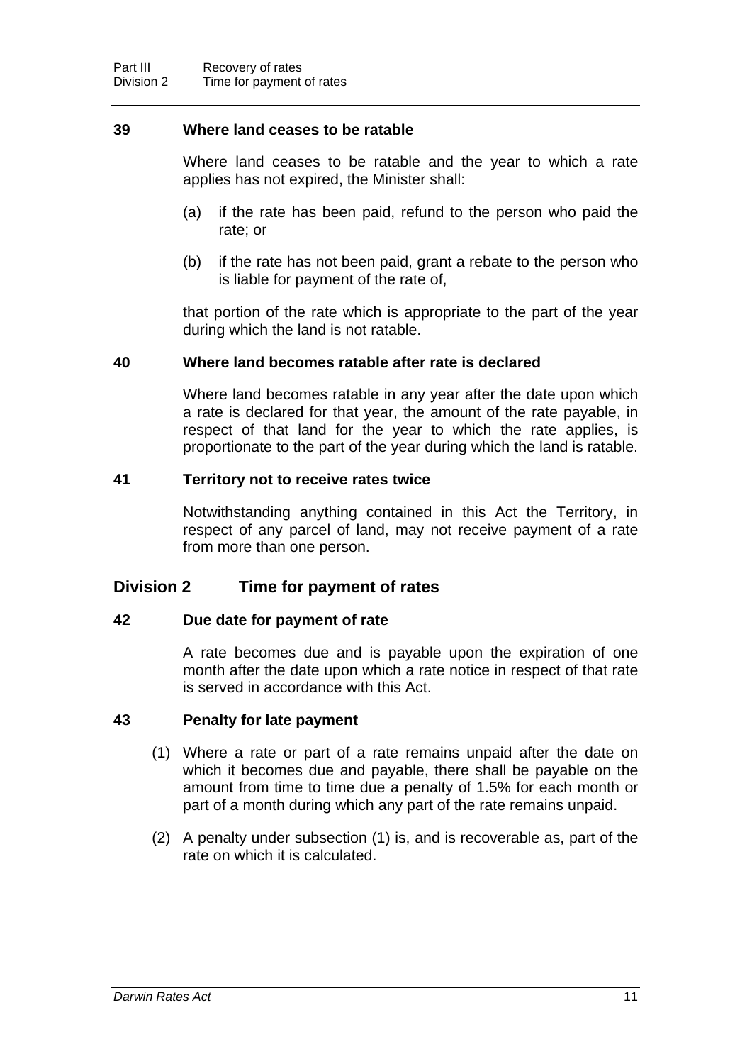### 39 Where land ceases to be ratable

Where land ceases to be ratable and the year to which a rate applies has not expired, the Minister shall:

(a) if the rate has been paid, refund to the person who paid the rate; or

(b) if the rate has not been paid, grant a rebate to the person who is liable for payment of the rate of,

that portion of the rate which is appropriate to the part of the year during which the land is not ratable.

### 40 Where land becomes ratable after rate is declared

Where land becomes ratable in any year after the date upon which a rate is declared for that year, the amount of the rate payable, in respect of that land for the year to which the rate applies, is proportionate to the part of the year during which the land is ratable.

### 41 Territory not to receive rates twice

Notwithstanding anything contained in this Act the Territory, in respect of any parcel of land, may not receive payment of a rate from more than one person.

## Division 2 Time for payment of rates

### 42 Due date for payment of rate

A rate becomes due and is payable upon the expiration of one month after the date upon which a rate notice in respect of that rate is served in accordance with this Act.

### 43 Penalty for late payment

(1) Where a rate or part of a rate remains unpaid after the date on which it becomes due and payable, there shall be payable on the amount from time to time due a penalty of 1.5% for each month or part of a month during which any part of the rate remains unpaid.

(2) A penalty under subsection (1) is, and is recoverable as, part of the rate on which it is calculated.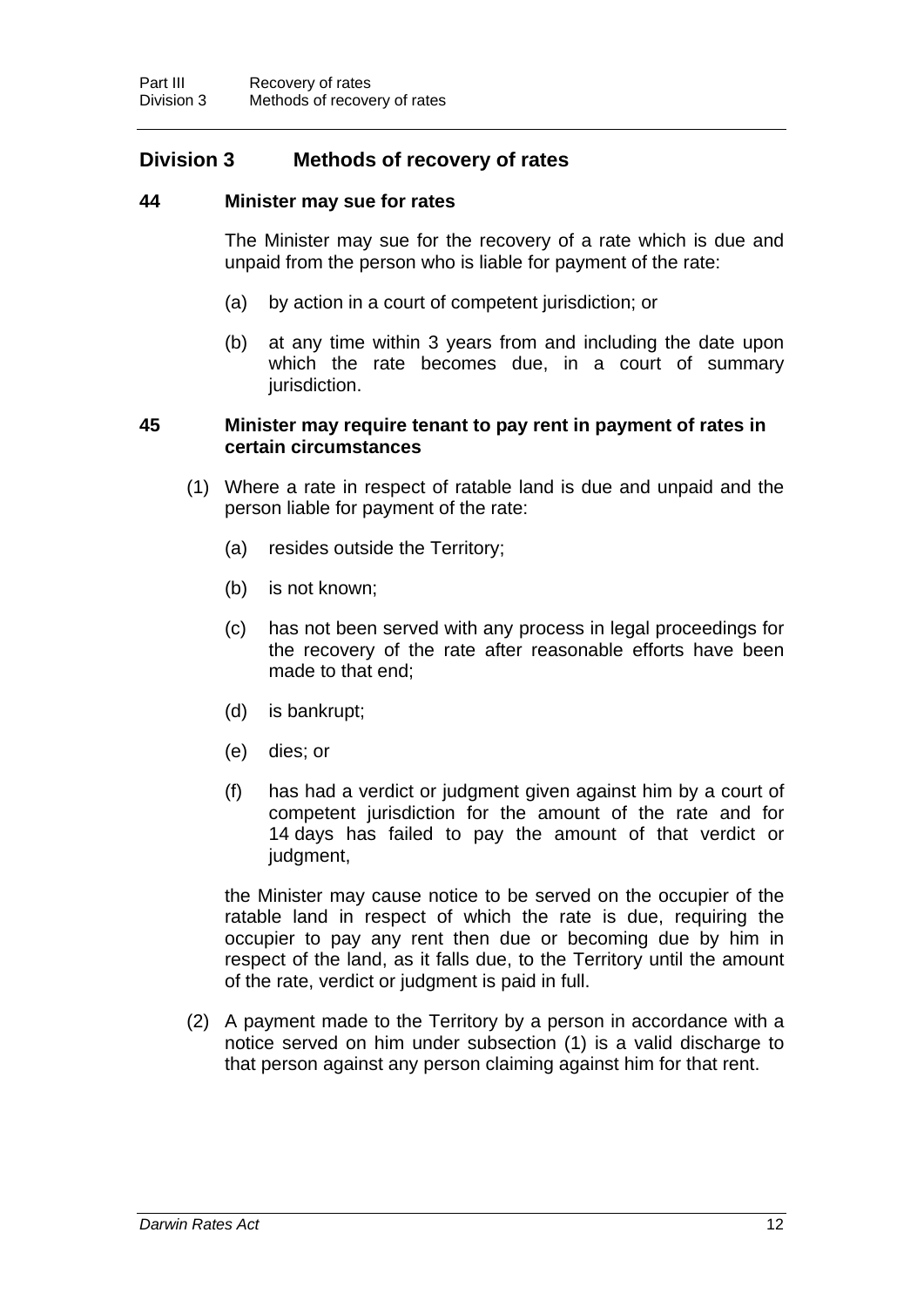## Division 3 Methods of recovery of rates

### 44 Minister may sue for rates

The Minister may sue for the recovery of a rate which is due and unpaid from the person who is liable for payment of the rate:

(a) by action in a court of competent jurisdiction; or

(b) at any time within 3 years from and including the date upon which the rate becomes due, in a court of summary jurisdiction.

### 45 Minister may require tenant to pay rent in payment of rates in certain circumstances

(1) Where a rate in respect of ratable land is due and unpaid and the person liable for payment of the rate:

(a) resides outside the Territory;

(b) is not known;

(c) has not been served with any process in legal proceedings for the recovery of the rate after reasonable efforts have been made to that end;

(d) is bankrupt;

(e) dies; or

(f) has had a verdict or judgment given against him by a court of competent jurisdiction for the amount of the rate and for 14 days has failed to pay the amount of that verdict or judgment,

the Minister may cause notice to be served on the occupier of the ratable land in respect of which the rate is due, requiring the occupier to pay any rent then due or becoming due by him in respect of the land, as it falls due, to the Territory until the amount of the rate, verdict or judgment is paid in full.

(2) A payment made to the Territory by a person in accordance with a notice served on him under subsection (1) is a valid discharge to that person against any person claiming against him for that rent.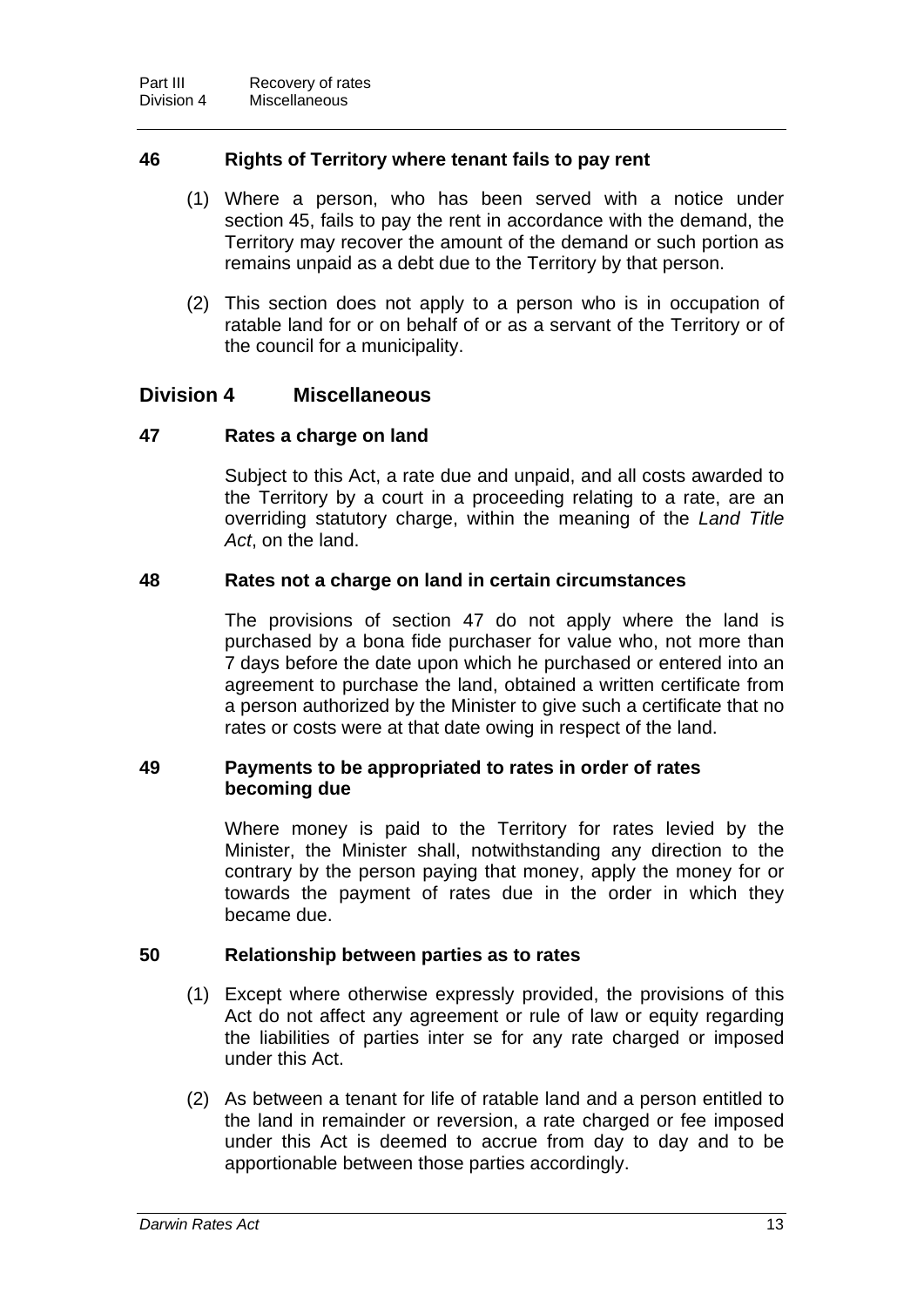### 46 Rights of Territory where tenant fails to pay rent

(1) Where a person, who has been served with a notice under section 45, fails to pay the rent in accordance with the demand, the Territory may recover the amount of the demand or such portion as remains unpaid as a debt due to the Territory by that person.

(2) This section does not apply to a person who is in occupation of ratable land for or on behalf of or as a servant of the Territory or of the council for a municipality.

## Division 4 Miscellaneous

### 47 Rates a charge on land

Subject to this Act, a rate due and unpaid, and all costs awarded to the Territory by a court in a proceeding relating to a rate, are an overriding statutory charge, within the meaning of the *Land Title Act*, on the land.

### 48 Rates not a charge on land in certain circumstances

The provisions of section 47 do not apply where the land is purchased by a bona fide purchaser for value who, not more than 7 days before the date upon which he purchased or entered into an agreement to purchase the land, obtained a written certificate from a person authorized by the Minister to give such a certificate that no rates or costs were at that date owing in respect of the land.

### 49 Payments to be appropriated to rates in order of rates becoming due

Where money is paid to the Territory for rates levied by the Minister, the Minister shall, notwithstanding any direction to the contrary by the person paying that money, apply the money for or towards the payment of rates due in the order in which they became due.

### 50 Relationship between parties as to rates

(1) Except where otherwise expressly provided, the provisions of this Act do not affect any agreement or rule of law or equity regarding the liabilities of parties inter se for any rate charged or imposed under this Act.

(2) As between a tenant for life of ratable land and a person entitled to the land in remainder or reversion, a rate charged or fee imposed under this Act is deemed to accrue from day to day and to be apportionable between those parties accordingly.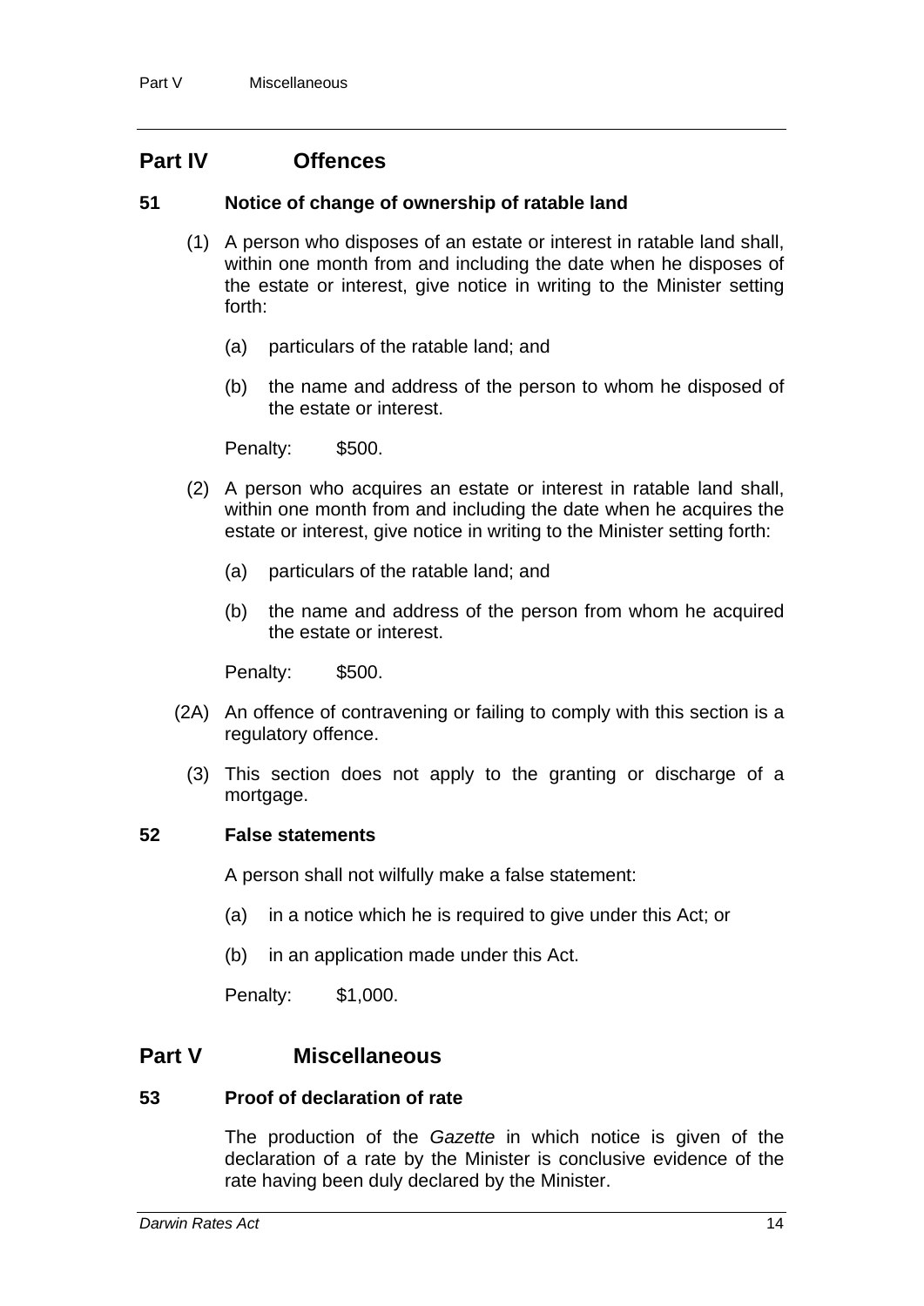## Part IV Offences

### 51 Notice of change of ownership of ratable land

(1) A person who disposes of an estate or interest in ratable land shall, within one month from and including the date when he disposes of the estate or interest, give notice in writing to the Minister setting forth:

(a) particulars of the ratable land; and

(b) the name and address of the person to whom he disposed of the estate or interest.

Penalty: $500.

(2) A person who acquires an estate or interest in ratable land shall, within one month from and including the date when he acquires the estate or interest, give notice in writing to the Minister setting forth:

(a) particulars of the ratable land; and

(b) the name and address of the person from whom he acquired the estate or interest.

Penalty: $500.

(2A) An offence of contravening or failing to comply with this section is a regulatory offence.

(3) This section does not apply to the granting or discharge of a mortgage.

### 52 False statements

A person shall not wilfully make a false statement:

(a) in a notice which he is required to give under this Act; or

(b) in an application made under this Act.

Penalty: $1,000.

## Part V Miscellaneous

### 53 Proof of declaration of rate

The production of the *Gazette* in which notice is given of the declaration of a rate by the Minister is conclusive evidence of the rate having been duly declared by the Minister.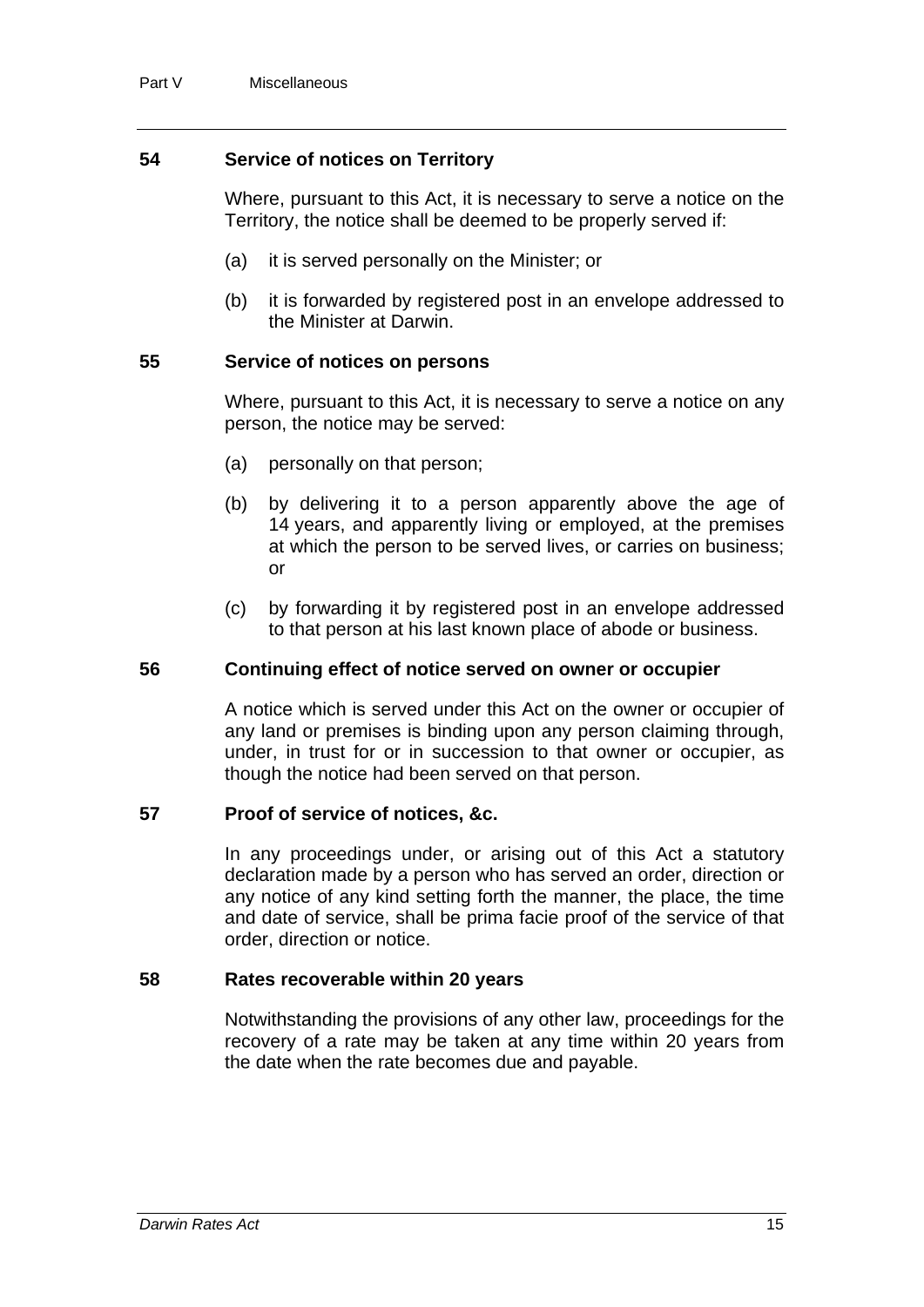## 54 Service of notices on Territory

Where, pursuant to this Act, it is necessary to serve a notice on the Territory, the notice shall be deemed to be properly served if:

(a) it is served personally on the Minister; or

(b) it is forwarded by registered post in an envelope addressed to the Minister at Darwin.

## 55 Service of notices on persons

Where, pursuant to this Act, it is necessary to serve a notice on any person, the notice may be served:

(a) personally on that person;

(b) by delivering it to a person apparently above the age of 14 years, and apparently living or employed, at the premises at which the person to be served lives, or carries on business; or

(c) by forwarding it by registered post in an envelope addressed to that person at his last known place of abode or business.

## 56 Continuing effect of notice served on owner or occupier

A notice which is served under this Act on the owner or occupier of any land or premises is binding upon any person claiming through, under, in trust for or in succession to that owner or occupier, as though the notice had been served on that person.

## 57 Proof of service of notices, &c.

In any proceedings under, or arising out of this Act a statutory declaration made by a person who has served an order, direction or any notice of any kind setting forth the manner, the place, the time and date of service, shall be prima facie proof of the service of that order, direction or notice.

## 58 Rates recoverable within 20 years

Notwithstanding the provisions of any other law, proceedings for the recovery of a rate may be taken at any time within 20 years from the date when the rate becomes due and payable.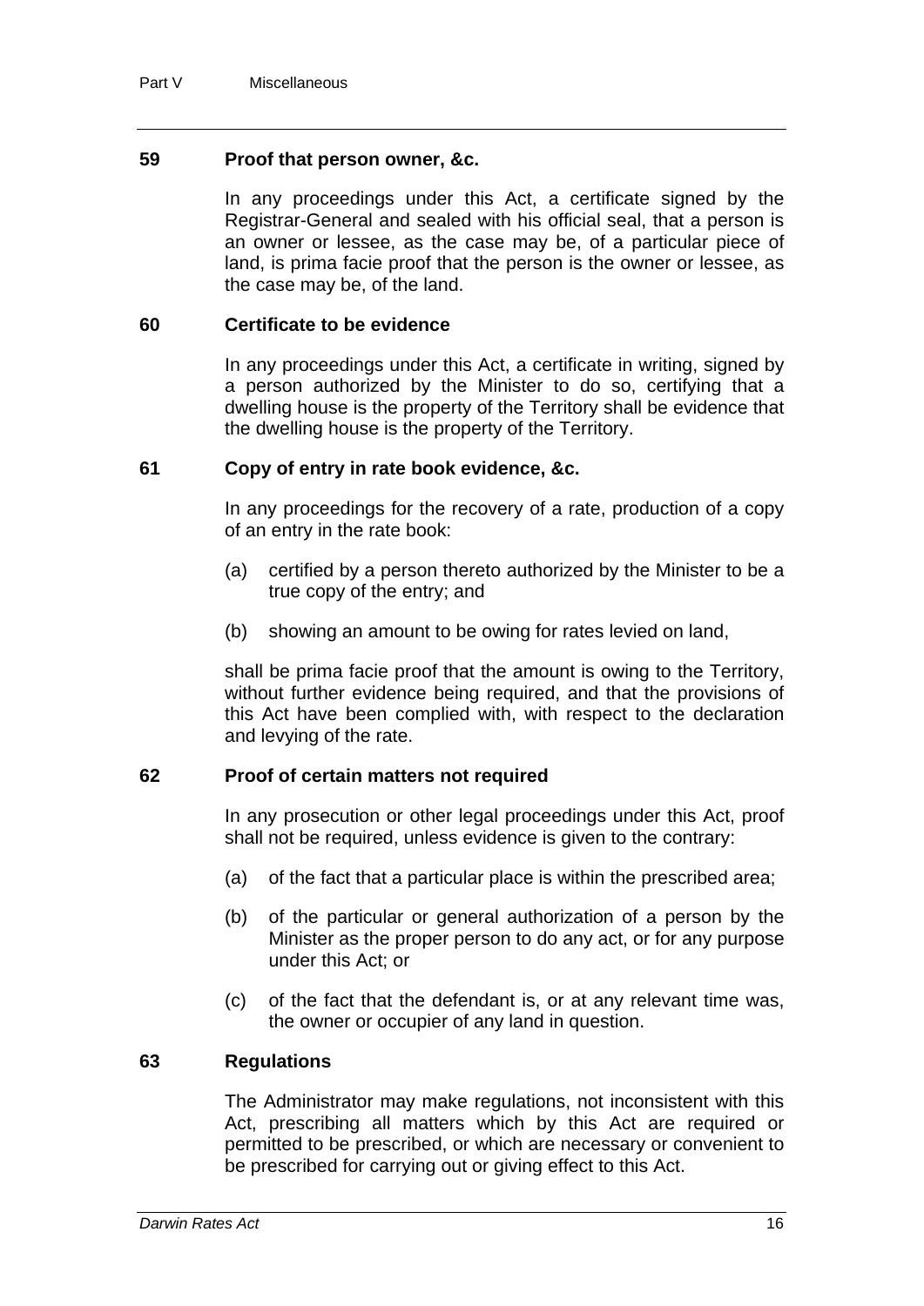### 59 Proof that person owner, &c.

In any proceedings under this Act, a certificate signed by the Registrar-General and sealed with his official seal, that a person is an owner or lessee, as the case may be, of a particular piece of land, is prima facie proof that the person is the owner or lessee, as the case may be, of the land.

### 60 Certificate to be evidence

In any proceedings under this Act, a certificate in writing, signed by a person authorized by the Minister to do so, certifying that a dwelling house is the property of the Territory shall be evidence that the dwelling house is the property of the Territory.

### 61 Copy of entry in rate book evidence, &c.

In any proceedings for the recovery of a rate, production of a copy of an entry in the rate book:

(a) certified by a person thereto authorized by the Minister to be a true copy of the entry; and

(b) showing an amount to be owing for rates levied on land,

shall be prima facie proof that the amount is owing to the Territory, without further evidence being required, and that the provisions of this Act have been complied with, with respect to the declaration and levying of the rate.

### 62 Proof of certain matters not required

In any prosecution or other legal proceedings under this Act, proof shall not be required, unless evidence is given to the contrary:

(a) of the fact that a particular place is within the prescribed area;

(b) of the particular or general authorization of a person by the Minister as the proper person to do any act, or for any purpose under this Act; or

(c) of the fact that the defendant is, or at any relevant time was, the owner or occupier of any land in question.

### 63 Regulations

The Administrator may make regulations, not inconsistent with this Act, prescribing all matters which by this Act are required or permitted to be prescribed, or which are necessary or convenient to be prescribed for carrying out or giving effect to this Act.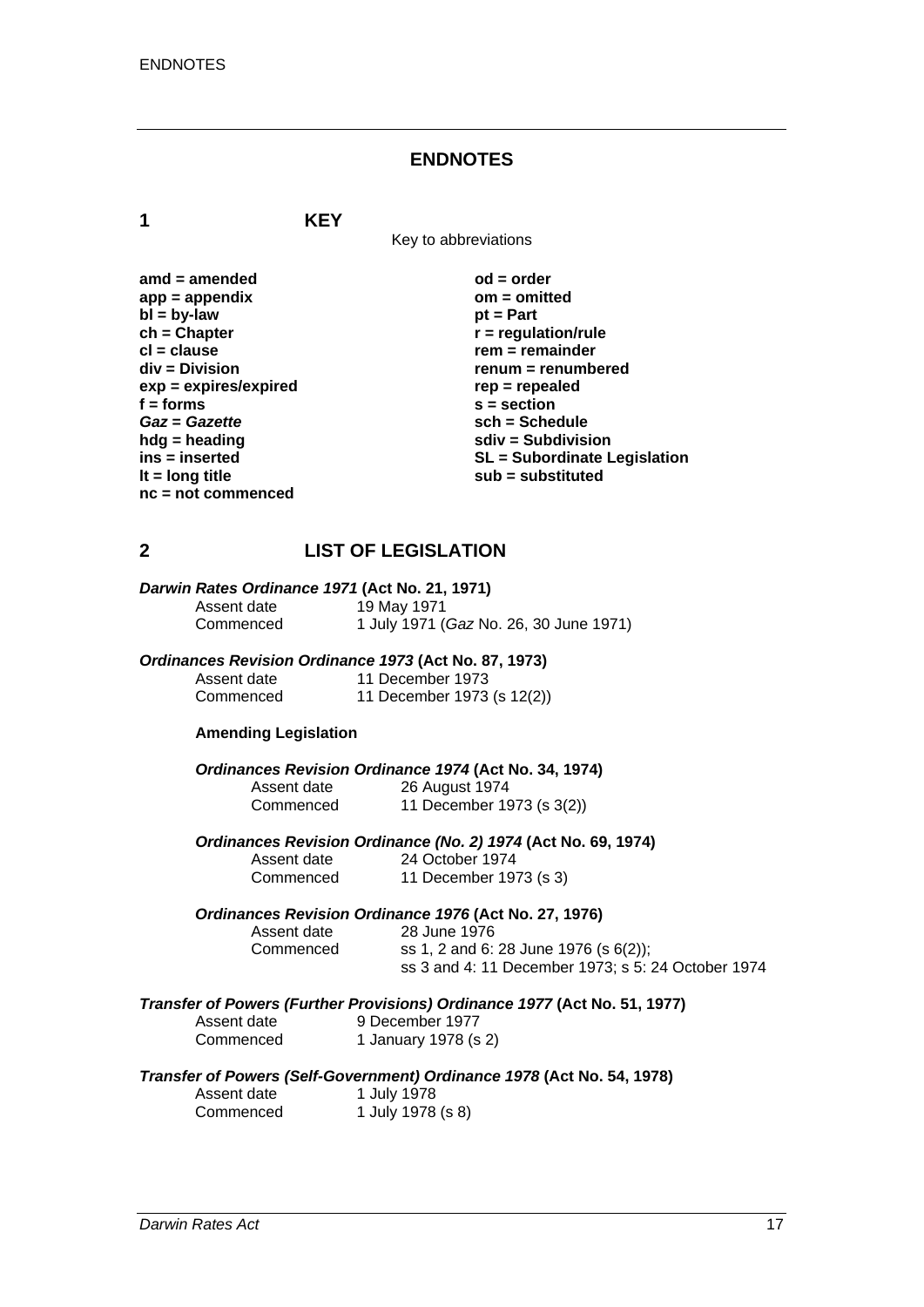# ENDNOTES

## 1 KEY

Key to abbreviations

| | |
|---|---|
| **amd = amended** | **od = order** |
| **app = appendix** | **om = omitted** |
| **bl = by-law** | **pt = Part** |
| **ch = Chapter** | **r = regulation/rule** |
| **cl = clause** | **rem = remainder** |
| **div = Division** | **renum = renumbered** |
| **exp = expires/expired** | **rep = repealed** |
| **f = forms** | **s = section** |
| ***Gaz* = *Gazette*** | **sch = Schedule** |
| **hdg = heading** | **sdiv = Subdivision** |
| **ins = inserted** | **SL = Subordinate Legislation** |
| **lt = long title** | **sub = substituted** |
| **nc = not commenced** | |

## 2 LIST OF LEGISLATION

***Darwin Rates Ordinance 1971* (Act No. 21, 1971)**

Assent date 19 May 1971
Commenced 1 July 1971 (*Gaz* No. 26, 30 June 1971)

***Ordinances Revision Ordinance 1973* (Act No. 87, 1973)**

Assent date 11 December 1973
Commenced 11 December 1973 (s 12(2))

**Amending Legislation**

***Ordinances Revision Ordinance 1974* (Act No. 34, 1974)**

Assent date 26 August 1974
Commenced 11 December 1973 (s 3(2))

***Ordinances Revision Ordinance (No. 2) 1974* (Act No. 69, 1974)**

Assent date 24 October 1974
Commenced 11 December 1973 (s 3)

***Ordinances Revision Ordinance 1976* (Act No. 27, 1976)**

Assent date 28 June 1976
Commenced ss 1, 2 and 6: 28 June 1976 (s 6(2));
ss 3 and 4: 11 December 1973; s 5: 24 October 1974

***Transfer of Powers (Further Provisions) Ordinance 1977* (Act No. 51, 1977)**

Assent date 9 December 1977
Commenced 1 January 1978 (s 2)

***Transfer of Powers (Self-Government) Ordinance 1978* (Act No. 54, 1978)**

Assent date 1 July 1978
Commenced 1 July 1978 (s 8)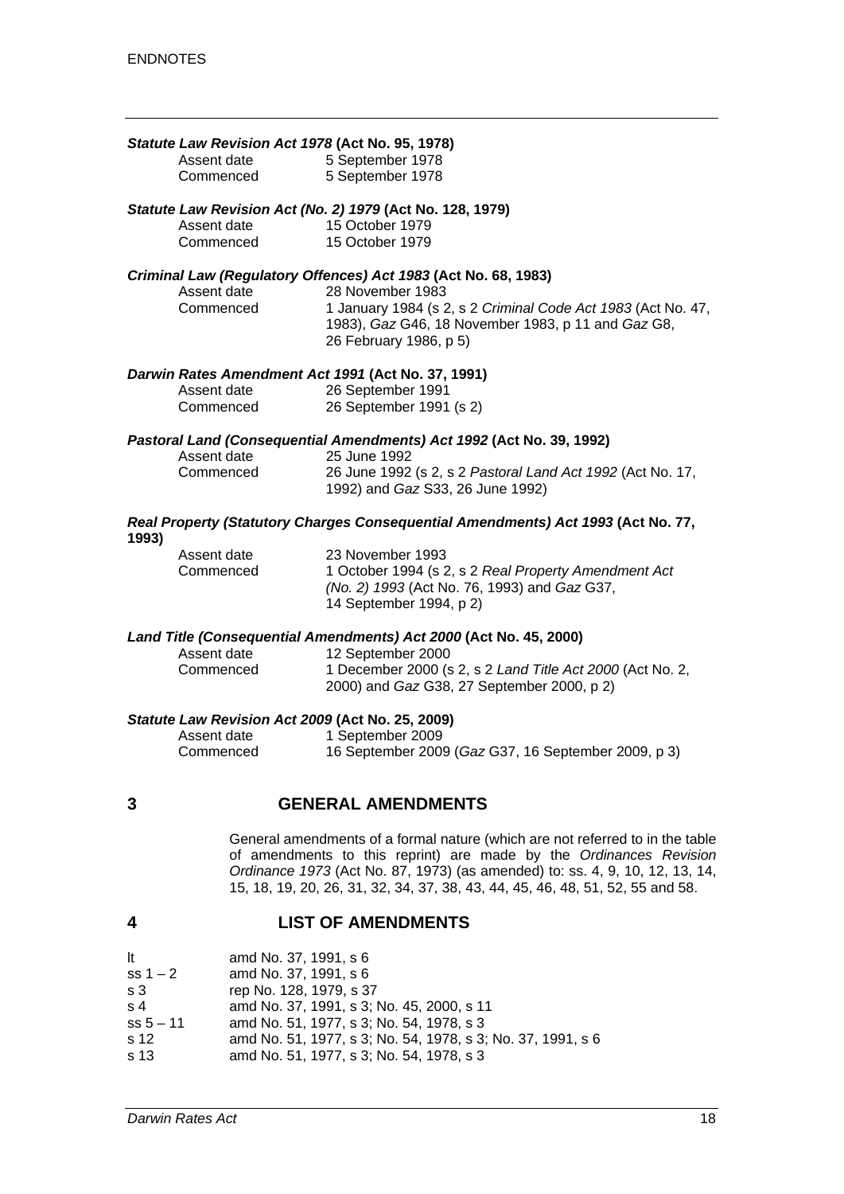***Statute Law Revision Act 1978* (Act No. 95, 1978)**

| | |
|---|---|
| Assent date | 5 September 1978 |
| Commenced | 5 September 1978 |

***Statute Law Revision Act (No. 2) 1979* (Act No. 128, 1979)**

| | |
|---|---|
| Assent date | 15 October 1979 |
| Commenced | 15 October 1979 |

***Criminal Law (Regulatory Offences) Act 1983* (Act No. 68, 1983)**

| | |
|---|---|
| Assent date | 28 November 1983 |
| Commenced | 1 January 1984 (s 2, s 2 *Criminal Code Act 1983* (Act No. 47, 1983), *Gaz* G46, 18 November 1983, p 11 and *Gaz* G8, 26 February 1986, p 5) |

***Darwin Rates Amendment Act 1991* (Act No. 37, 1991)**

| | |
|---|---|
| Assent date | 26 September 1991 |
| Commenced | 26 September 1991 (s 2) |

***Pastoral Land (Consequential Amendments) Act 1992* (Act No. 39, 1992)**

| | |
|---|---|
| Assent date | 25 June 1992 |
| Commenced | 26 June 1992 (s 2, s 2 *Pastoral Land Act 1992* (Act No. 17, 1992) and *Gaz* S33, 26 June 1992) |

***Real Property (Statutory Charges Consequential Amendments) Act 1993* (Act No. 77, 1993)**

| | |
|---|---|
| Assent date | 23 November 1993 |
| Commenced | 1 October 1994 (s 2, s 2 *Real Property Amendment Act (No. 2) 1993* (Act No. 76, 1993) and *Gaz* G37, 14 September 1994, p 2) |

***Land Title (Consequential Amendments) Act 2000* (Act No. 45, 2000)**

| | |
|---|---|
| Assent date | 12 September 2000 |
| Commenced | 1 December 2000 (s 2, s 2 *Land Title Act 2000* (Act No. 2, 2000) and *Gaz* G38, 27 September 2000, p 2) |

***Statute Law Revision Act 2009* (Act No. 25, 2009)**

| | |
|---|---|
| Assent date | 1 September 2009 |
| Commenced | 16 September 2009 (*Gaz* G37, 16 September 2009, p 3) |

## 3 GENERAL AMENDMENTS

General amendments of a formal nature (which are not referred to in the table of amendments to this reprint) are made by the *Ordinances Revision Ordinance 1973* (Act No. 87, 1973) (as amended) to: ss. 4, 9, 10, 12, 13, 14, 15, 18, 19, 20, 26, 31, 32, 34, 37, 38, 43, 44, 45, 46, 48, 51, 52, 55 and 58.

## 4 LIST OF AMENDMENTS

| | |
|---|---|
| lt | amd No. 37, 1991, s 6 |
| ss 1 – 2 | amd No. 37, 1991, s 6 |
| s 3 | rep No. 128, 1979, s 37 |
| s 4 | amd No. 37, 1991, s 3; No. 45, 2000, s 11 |
| ss 5 – 11 | amd No. 51, 1977, s 3; No. 54, 1978, s 3 |
| s 12 | amd No. 51, 1977, s 3; No. 54, 1978, s 3; No. 37, 1991, s 6 |
| s 13 | amd No. 51, 1977, s 3; No. 54, 1978, s 3 |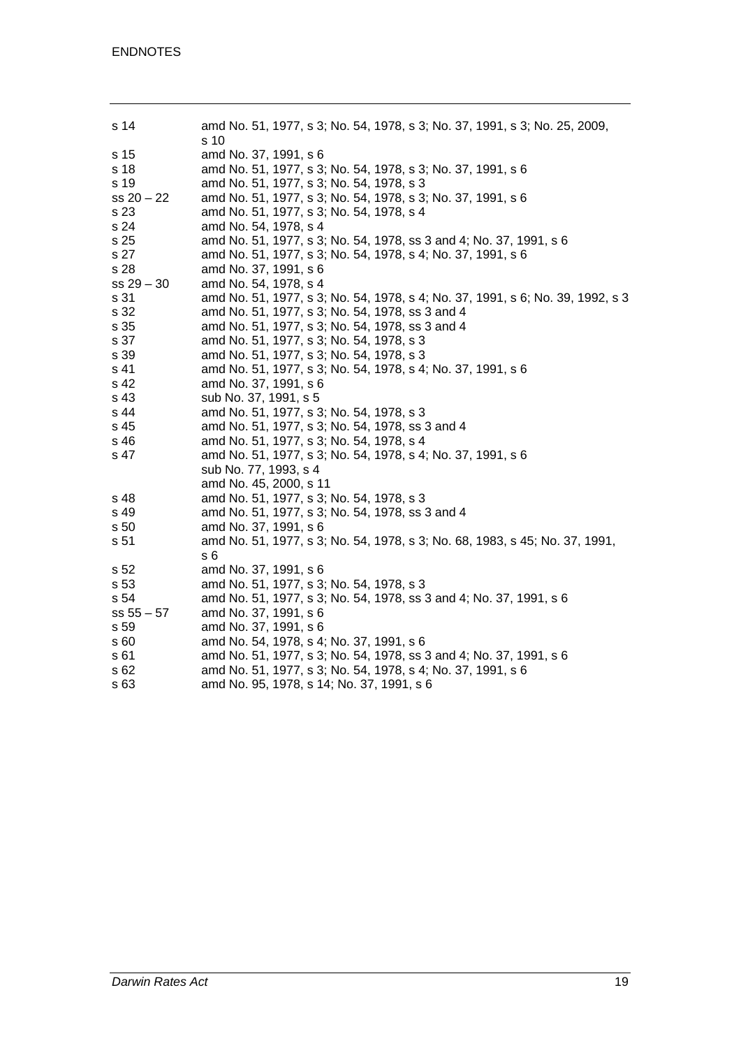| | |
|---|---|
| s 14 | amd No. 51, 1977, s 3; No. 54, 1978, s 3; No. 37, 1991, s 3; No. 25, 2009, s 10 |
| s 15 | amd No. 37, 1991, s 6 |
| s 18 | amd No. 51, 1977, s 3; No. 54, 1978, s 3; No. 37, 1991, s 6 |
| s 19 | amd No. 51, 1977, s 3; No. 54, 1978, s 3 |
| ss 20 – 22 | amd No. 51, 1977, s 3; No. 54, 1978, s 3; No. 37, 1991, s 6 |
| s 23 | amd No. 51, 1977, s 3; No. 54, 1978, s 4 |
| s 24 | amd No. 54, 1978, s 4 |
| s 25 | amd No. 51, 1977, s 3; No. 54, 1978, ss 3 and 4; No. 37, 1991, s 6 |
| s 27 | amd No. 51, 1977, s 3; No. 54, 1978, s 4; No. 37, 1991, s 6 |
| s 28 | amd No. 37, 1991, s 6 |
| ss 29 – 30 | amd No. 54, 1978, s 4 |
| s 31 | amd No. 51, 1977, s 3; No. 54, 1978, s 4; No. 37, 1991, s 6; No. 39, 1992, s 3 |
| s 32 | amd No. 51, 1977, s 3; No. 54, 1978, ss 3 and 4 |
| s 35 | amd No. 51, 1977, s 3; No. 54, 1978, ss 3 and 4 |
| s 37 | amd No. 51, 1977, s 3; No. 54, 1978, s 3 |
| s 39 | amd No. 51, 1977, s 3; No. 54, 1978, s 3 |
| s 41 | amd No. 51, 1977, s 3; No. 54, 1978, s 4; No. 37, 1991, s 6 |
| s 42 | amd No. 37, 1991, s 6 |
| s 43 | sub No. 37, 1991, s 5 |
| s 44 | amd No. 51, 1977, s 3; No. 54, 1978, s 3 |
| s 45 | amd No. 51, 1977, s 3; No. 54, 1978, ss 3 and 4 |
| s 46 | amd No. 51, 1977, s 3; No. 54, 1978, s 4 |
| s 47 | amd No. 51, 1977, s 3; No. 54, 1978, s 4; No. 37, 1991, s 6<br>sub No. 77, 1993, s 4<br>amd No. 45, 2000, s 11 |
| s 48 | amd No. 51, 1977, s 3; No. 54, 1978, s 3 |
| s 49 | amd No. 51, 1977, s 3; No. 54, 1978, ss 3 and 4 |
| s 50 | amd No. 37, 1991, s 6 |
| s 51 | amd No. 51, 1977, s 3; No. 54, 1978, s 3; No. 68, 1983, s 45; No. 37, 1991, s 6 |
| s 52 | amd No. 37, 1991, s 6 |
| s 53 | amd No. 51, 1977, s 3; No. 54, 1978, s 3 |
| s 54 | amd No. 51, 1977, s 3; No. 54, 1978, ss 3 and 4; No. 37, 1991, s 6 |
| ss 55 – 57 | amd No. 37, 1991, s 6 |
| s 59 | amd No. 37, 1991, s 6 |
| s 60 | amd No. 54, 1978, s 4; No. 37, 1991, s 6 |
| s 61 | amd No. 51, 1977, s 3; No. 54, 1978, ss 3 and 4; No. 37, 1991, s 6 |
| s 62 | amd No. 51, 1977, s 3; No. 54, 1978, s 4; No. 37, 1991, s 6 |
| s 63 | amd No. 95, 1978, s 14; No. 37, 1991, s 6 |